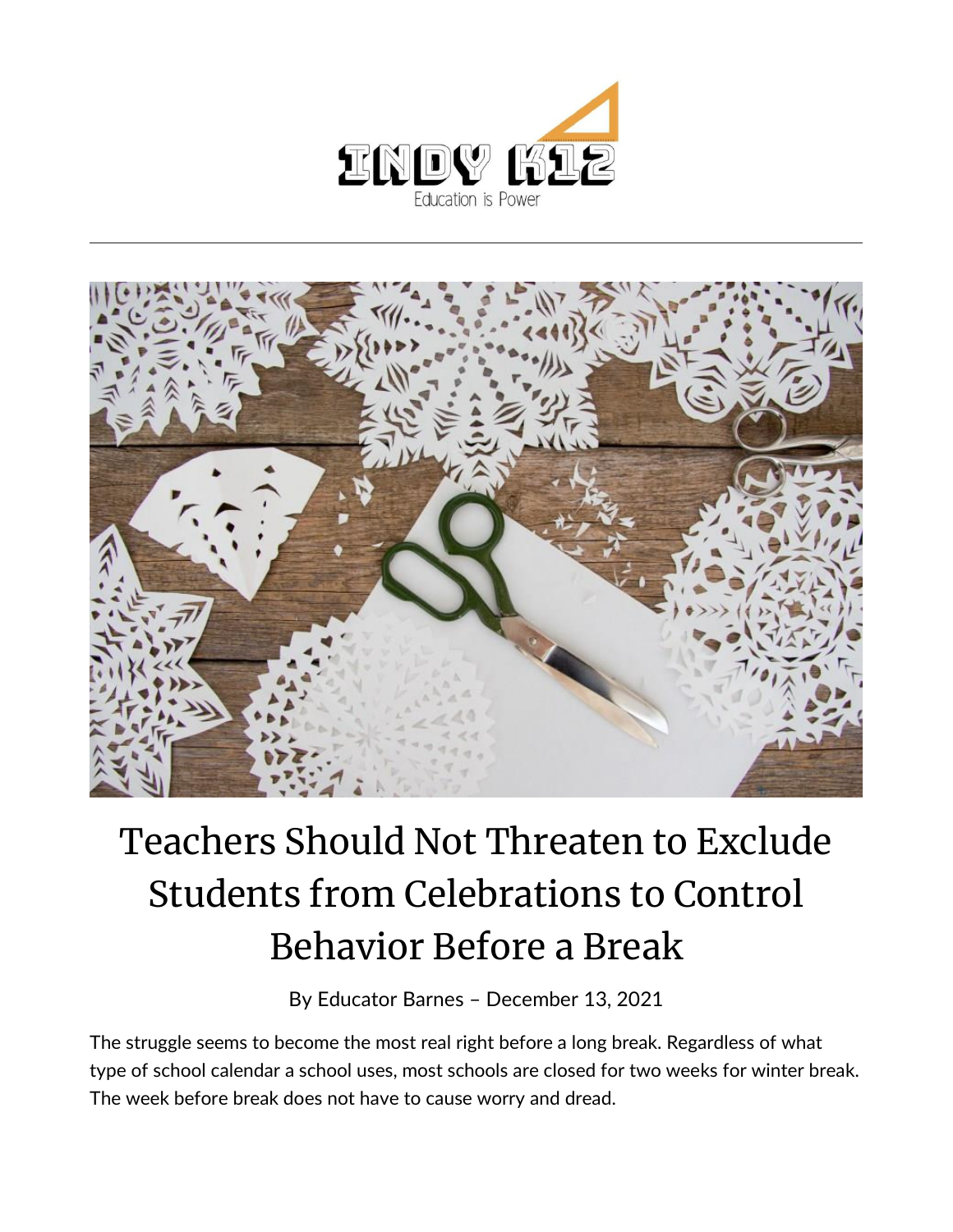# Teachers Should Not Threaten to Exclude Students from Celebrations to Control Behavior Before a Break

By Educator Barnes – December 13, 2021

The struggle seems to become the most real right before a long break. Regardless of what type of school calendar a school uses, most schools are closed for two weeks for winter break. The week before break does not have to cause worry and dread.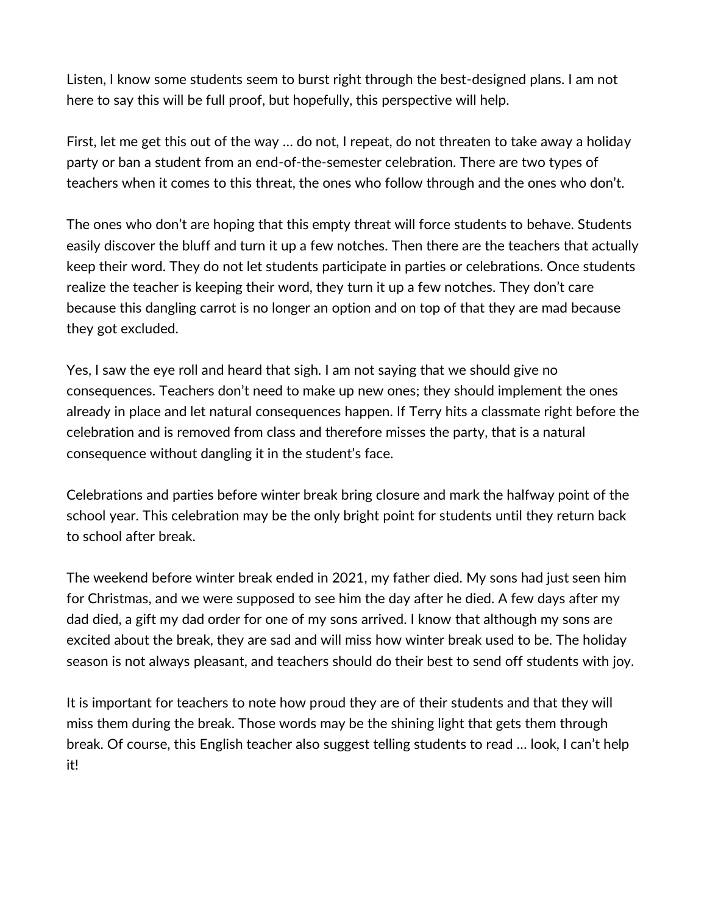Listen, I know some students seem to burst right through the best-designed plans. I am not here to say this will be full proof, but hopefully, this perspective will help.

First, let me get this out of the way … do not, I repeat, do not threaten to take away a holiday party or ban a student from an end-of-the-semester celebration. There are two types of teachers when it comes to this threat, the ones who follow through and the ones who don't.

The ones who don't are hoping that this empty threat will force students to behave. Students easily discover the bluff and turn it up a few notches. Then there are the teachers that actually keep their word. They do not let students participate in parties or celebrations. Once students realize the teacher is keeping their word, they turn it up a few notches. They don't care because this dangling carrot is no longer an option and on top of that they are mad because they got excluded.

Yes, I saw the eye roll and heard that sigh. I am not saying that we should give no consequences. Teachers don't need to make up new ones; they should implement the ones already in place and let natural consequences happen. If Terry hits a classmate right before the celebration and is removed from class and therefore misses the party, that is a natural consequence without dangling it in the student's face.

Celebrations and parties before winter break bring closure and mark the halfway point of the school year. This celebration may be the only bright point for students until they return back to school after break.

The weekend before winter break ended in 2021, my father died. My sons had just seen him for Christmas, and we were supposed to see him the day after he died. A few days after my dad died, a gift my dad order for one of my sons arrived. I know that although my sons are excited about the break, they are sad and will miss how winter break used to be. The holiday season is not always pleasant, and teachers should do their best to send off students with joy.

It is important for teachers to note how proud they are of their students and that they will miss them during the break. Those words may be the shining light that gets them through break. Of course, this English teacher also suggest telling students to read … look, I can't help it!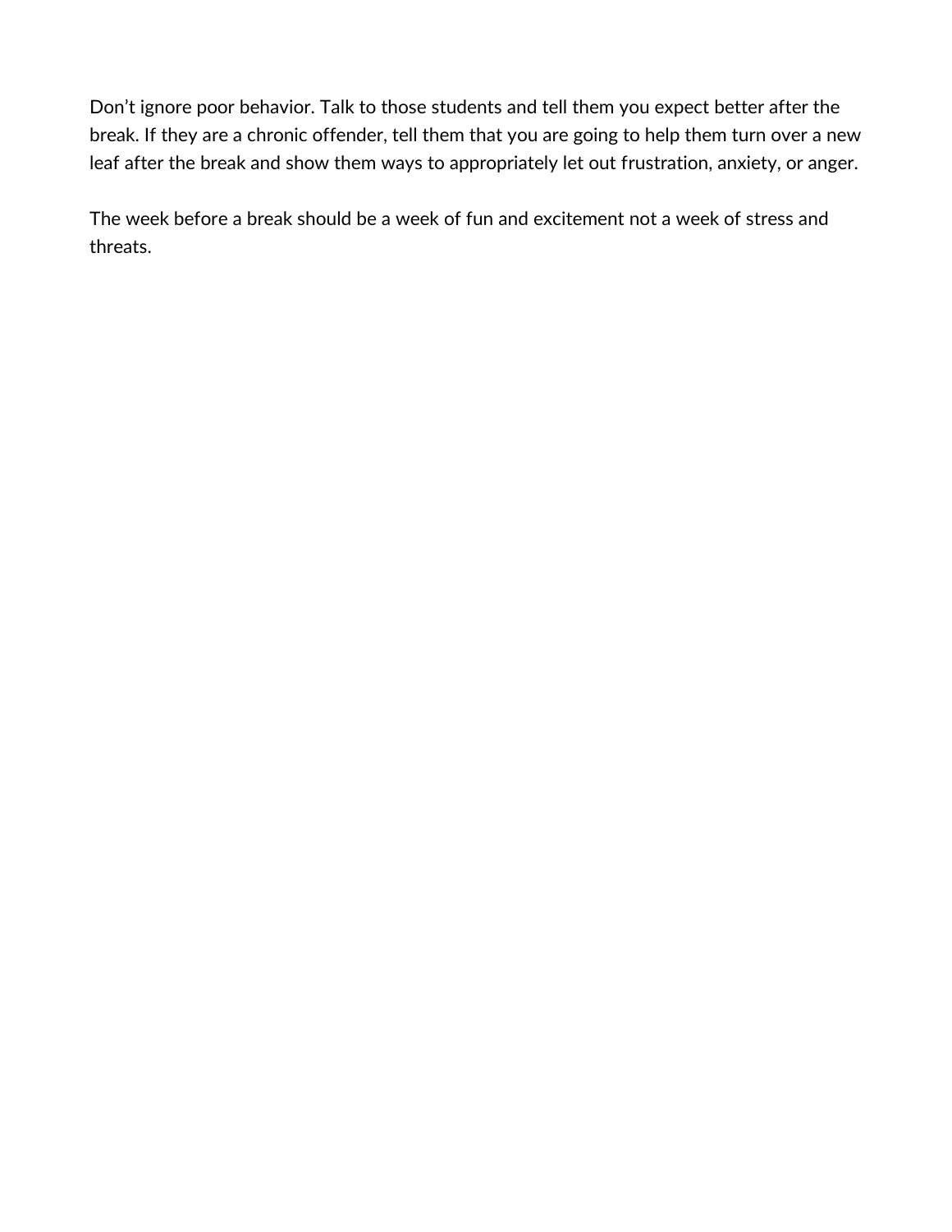Don’t ignore poor behavior. Talk to those students and tell them you expect better after the break. If they are a chronic offender, tell them that you are going to help them turn over a new leaf after the break and show them ways to appropriately let out frustration, anxiety, or anger.

The week before a break should be a week of fun and excitement not a week of stress and threats.